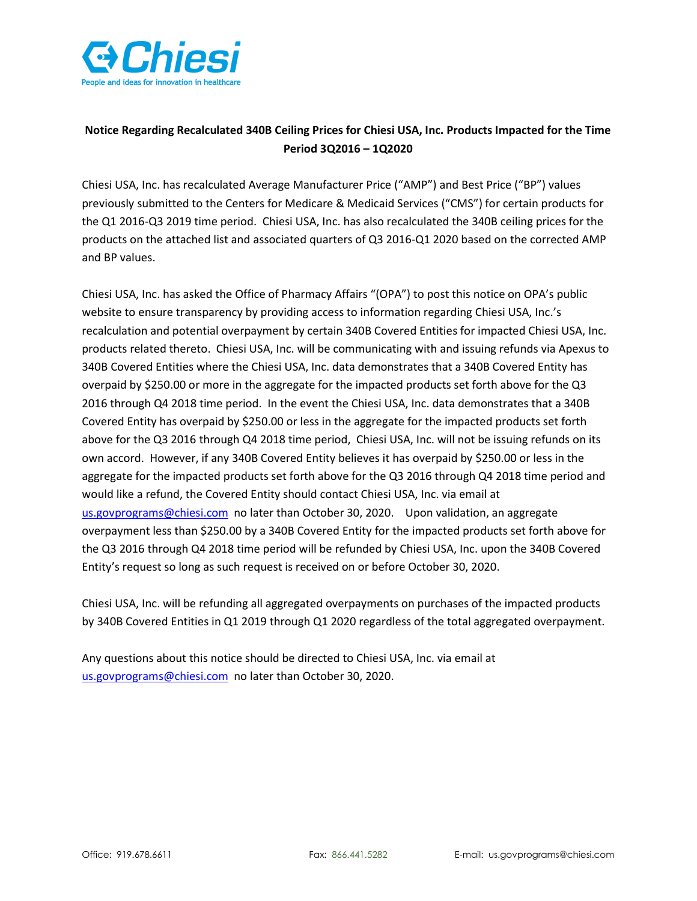**Notice Regarding Recalculated 340B Ceiling Prices for Chiesi USA, Inc. Products Impacted for the Time Period 3Q2016 – 1Q2020**

Chiesi USA, Inc. has recalculated Average Manufacturer Price ("AMP") and Best Price ("BP") values previously submitted to the Centers for Medicare & Medicaid Services ("CMS") for certain products for the Q1 2016-Q3 2019 time period. Chiesi USA, Inc. has also recalculated the 340B ceiling prices for the products on the attached list and associated quarters of Q3 2016-Q1 2020 based on the corrected AMP and BP values.

Chiesi USA, Inc. has asked the Office of Pharmacy Affairs "(OPA") to post this notice on OPA's public website to ensure transparency by providing access to information regarding Chiesi USA, Inc.'s recalculation and potential overpayment by certain 340B Covered Entities for impacted Chiesi USA, Inc. products related thereto. Chiesi USA, Inc. will be communicating with and issuing refunds via Apexus to 340B Covered Entities where the Chiesi USA, Inc. data demonstrates that a 340B Covered Entity has overpaid by $250.00 or more in the aggregate for the impacted products set forth above for the Q3 2016 through Q4 2018 time period. In the event the Chiesi USA, Inc. data demonstrates that a 340B Covered Entity has overpaid by $250.00 or less in the aggregate for the impacted products set forth above for the Q3 2016 through Q4 2018 time period, Chiesi USA, Inc. will not be issuing refunds on its own accord. However, if any 340B Covered Entity believes it has overpaid by $250.00 or less in the aggregate for the impacted products set forth above for the Q3 2016 through Q4 2018 time period and would like a refund, the Covered Entity should contact Chiesi USA, Inc. via email at us.govprograms@chiesi.com no later than October 30, 2020. Upon validation, an aggregate overpayment less than $250.00 by a 340B Covered Entity for the impacted products set forth above for the Q3 2016 through Q4 2018 time period will be refunded by Chiesi USA, Inc. upon the 340B Covered Entity's request so long as such request is received on or before October 30, 2020.

Chiesi USA, Inc. will be refunding all aggregated overpayments on purchases of the impacted products by 340B Covered Entities in Q1 2019 through Q1 2020 regardless of the total aggregated overpayment.

Any questions about this notice should be directed to Chiesi USA, Inc. via email at us.govprograms@chiesi.com no later than October 30, 2020.

Office: 919.678.6611 Fax: 866.441.5282 E-mail: us.govprograms@chiesi.com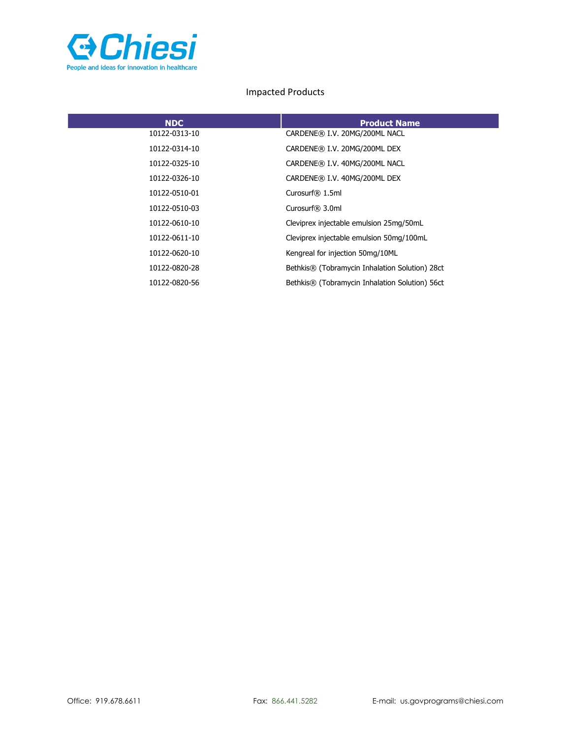Chiesi

People and ideas for innovation in healthcare

Impacted Products

| NDC | Product Name |
|---|---|
| 10122-0313-10 | CARDENE® I.V. 20MG/200ML NACL |
| 10122-0314-10 | CARDENE® I.V. 20MG/200ML DEX |
| 10122-0325-10 | CARDENE® I.V. 40MG/200ML NACL |
| 10122-0326-10 | CARDENE® I.V. 40MG/200ML DEX |
| 10122-0510-01 | Curosurf® 1.5ml |
| 10122-0510-03 | Curosurf® 3.0ml |
| 10122-0610-10 | Cleviprex injectable emulsion 25mg/50mL |
| 10122-0611-10 | Cleviprex injectable emulsion 50mg/100mL |
| 10122-0620-10 | Kengreal for injection 50mg/10ML |
| 10122-0820-28 | Bethkis® (Tobramycin Inhalation Solution) 28ct |
| 10122-0820-56 | Bethkis® (Tobramycin Inhalation Solution) 56ct |

Office: 919.678.6611 Fax: 866.441.5282 E-mail: us.govprograms@chiesi.com